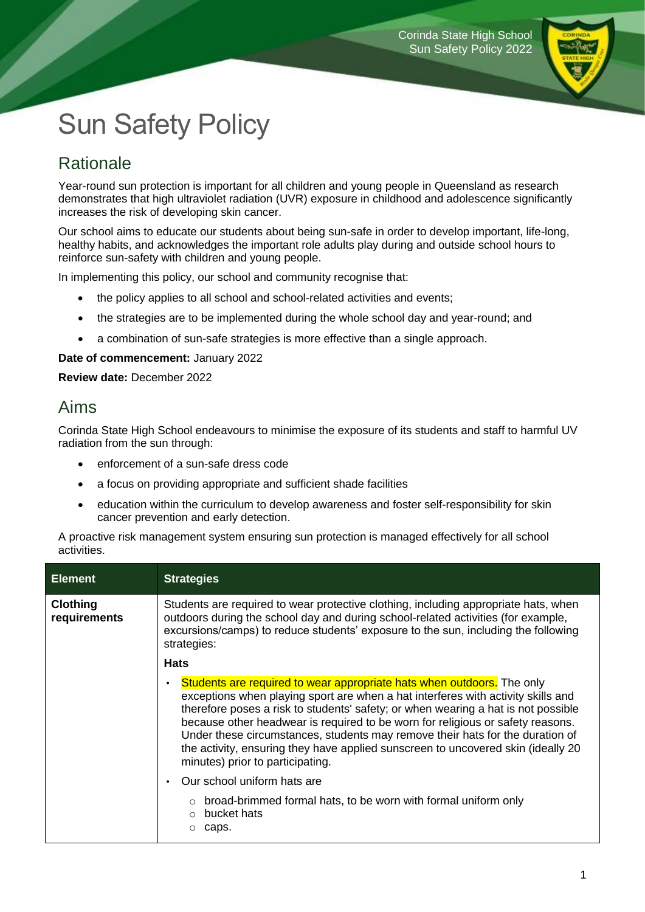# Sun Safety Policy

## Rationale

Year-round sun protection is important for all children and young people in Queensland as research demonstrates that high ultraviolet radiation (UVR) exposure in childhood and adolescence significantly increases the risk of developing skin cancer.

Our school aims to educate our students about being sun-safe in order to develop important, life-long, healthy habits, and acknowledges the important role adults play during and outside school hours to reinforce sun-safety with children and young people.

In implementing this policy, our school and community recognise that:

- the policy applies to all school and school-related activities and events;
- the strategies are to be implemented during the whole school day and year-round; and
- a combination of sun-safe strategies is more effective than a single approach.

**Date of commencement:** January 2022

**Review date:** December 2022

## Aims

Corinda State High School endeavours to minimise the exposure of its students and staff to harmful UV radiation from the sun through:

- enforcement of a sun-safe dress code
- a focus on providing appropriate and sufficient shade facilities
- education within the curriculum to develop awareness and foster self-responsibility for skin cancer prevention and early detection.

A proactive risk management system ensuring sun protection is managed effectively for all school activities.

| Element | Strategies |
|---|---|
| **Clothing requirements** | Students are required to wear protective clothing, including appropriate hats, when outdoors during the school day and during school-related activities (for example, excursions/camps) to reduce students' exposure to the sun, including the following strategies:<br><br>**Hats**<br><br>• Students are required to wear appropriate hats when outdoors. The only exceptions when playing sport are when a hat interferes with activity skills and therefore poses a risk to students' safety; or when wearing a hat is not possible because other headwear is required to be worn for religious or safety reasons. Under these circumstances, students may remove their hats for the duration of the activity, ensuring they have applied sunscreen to uncovered skin (ideally 20 minutes) prior to participating.<br><br>• Our school uniform hats are<br>  ○ broad-brimmed formal hats, to be worn with formal uniform only<br>  ○ bucket hats<br>  ○ caps. |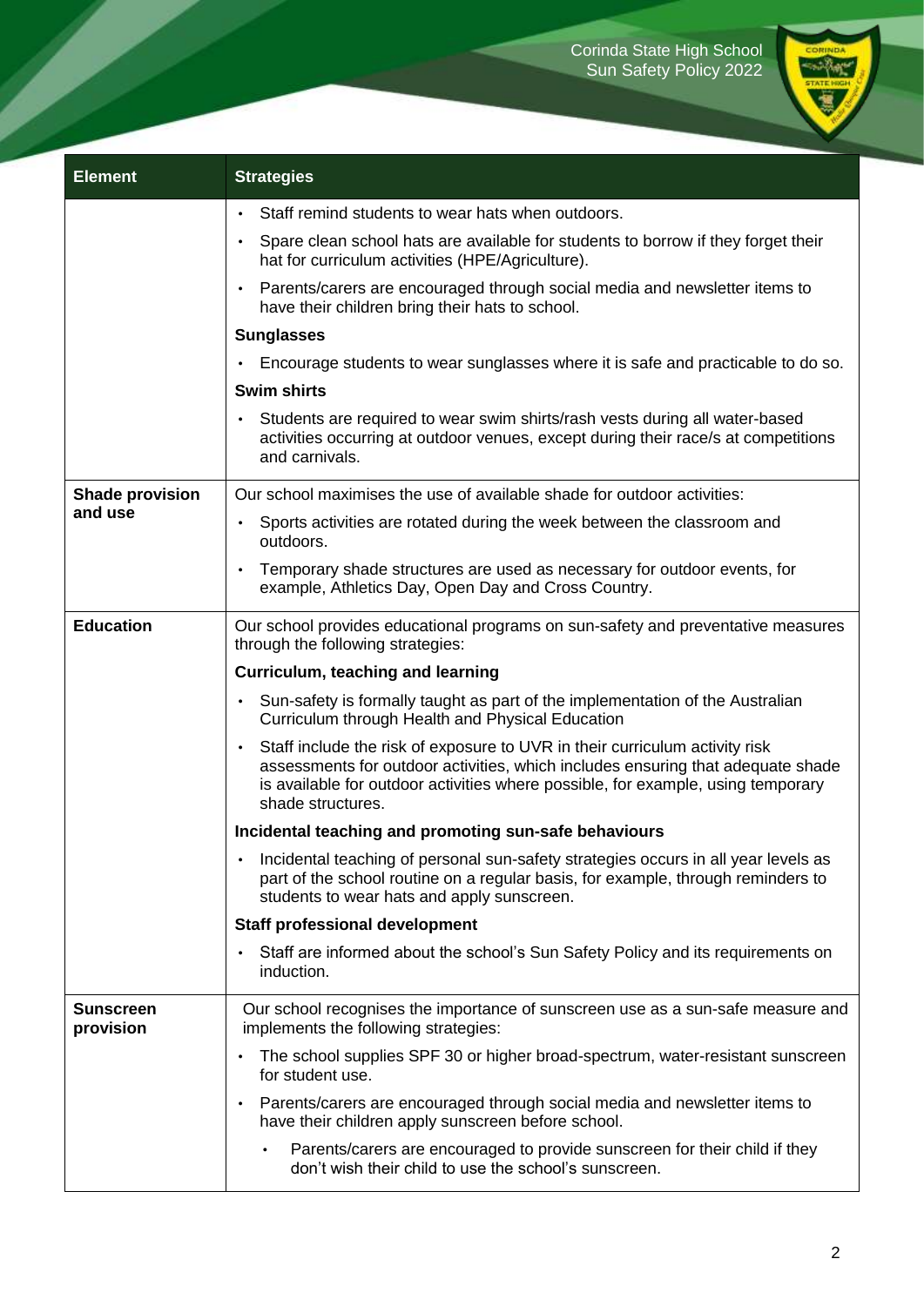| Element | Strategies |
|---|---|
| | • Staff remind students to wear hats when outdoors.<br>• Spare clean school hats are available for students to borrow if they forget their hat for curriculum activities (HPE/Agriculture).<br>• Parents/carers are encouraged through social media and newsletter items to have their children bring their hats to school.<br>**Sunglasses**<br>• Encourage students to wear sunglasses where it is safe and practicable to do so.<br>**Swim shirts**<br>• Students are required to wear swim shirts/rash vests during all water-based activities occurring at outdoor venues, except during their race/s at competitions and carnivals. |
| **Shade provision and use** | Our school maximises the use of available shade for outdoor activities:<br>• Sports activities are rotated during the week between the classroom and outdoors.<br>• Temporary shade structures are used as necessary for outdoor events, for example, Athletics Day, Open Day and Cross Country. |
| **Education** | Our school provides educational programs on sun-safety and preventative measures through the following strategies:<br>**Curriculum, teaching and learning**<br>• Sun-safety is formally taught as part of the implementation of the Australian Curriculum through Health and Physical Education<br>• Staff include the risk of exposure to UVR in their curriculum activity risk assessments for outdoor activities, which includes ensuring that adequate shade is available for outdoor activities where possible, for example, using temporary shade structures.<br>**Incidental teaching and promoting sun-safe behaviours**<br>• Incidental teaching of personal sun-safety strategies occurs in all year levels as part of the school routine on a regular basis, for example, through reminders to students to wear hats and apply sunscreen.<br>**Staff professional development**<br>• Staff are informed about the school's Sun Safety Policy and its requirements on induction. |
| **Sunscreen provision** | Our school recognises the importance of sunscreen use as a sun-safe measure and implements the following strategies:<br>• The school supplies SPF 30 or higher broad-spectrum, water-resistant sunscreen for student use.<br>• Parents/carers are encouraged through social media and newsletter items to have their children apply sunscreen before school.<br>  • Parents/carers are encouraged to provide sunscreen for their child if they don't wish their child to use the school's sunscreen. |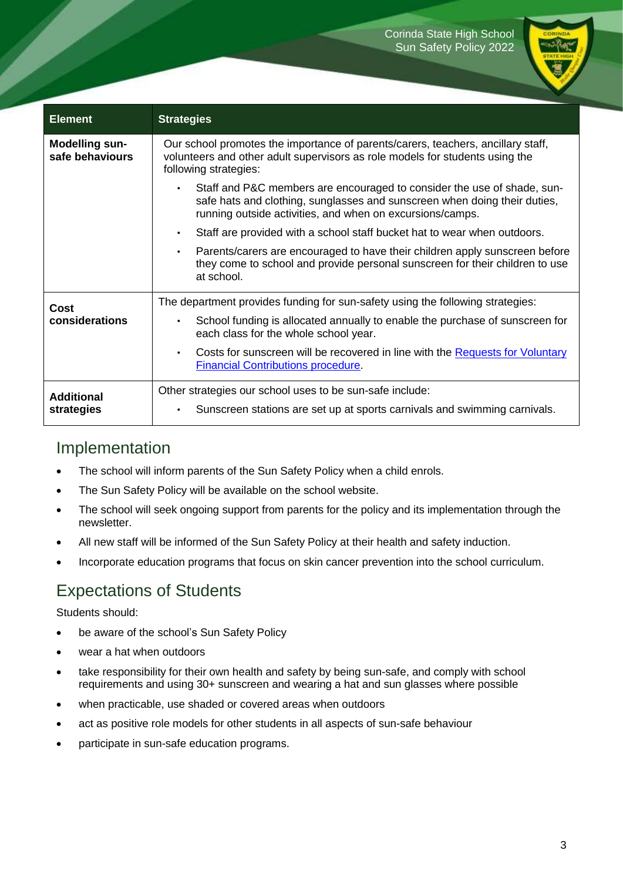| Element | Strategies |
|---|---|
| **Modelling sun-safe behaviours** | Our school promotes the importance of parents/carers, teachers, ancillary staff, volunteers and other adult supervisors as role models for students using the following strategies: <br>• Staff and P&C members are encouraged to consider the use of shade, sun-safe hats and clothing, sunglasses and sunscreen when doing their duties, running outside activities, and when on excursions/camps. <br>• Staff are provided with a school staff bucket hat to wear when outdoors. <br>• Parents/carers are encouraged to have their children apply sunscreen before they come to school and provide personal sunscreen for their children to use at school. |
| **Cost considerations** | The department provides funding for sun-safety using the following strategies: <br>• School funding is allocated annually to enable the purchase of sunscreen for each class for the whole school year. <br>• Costs for sunscreen will be recovered in line with the Requests for Voluntary Financial Contributions procedure. |
| **Additional strategies** | Other strategies our school uses to be sun-safe include: <br>• Sunscreen stations are set up at sports carnivals and swimming carnivals. |

## Implementation

- The school will inform parents of the Sun Safety Policy when a child enrols.
- The Sun Safety Policy will be available on the school website.
- The school will seek ongoing support from parents for the policy and its implementation through the newsletter.
- All new staff will be informed of the Sun Safety Policy at their health and safety induction.
- Incorporate education programs that focus on skin cancer prevention into the school curriculum.

## Expectations of Students

Students should:

- be aware of the school's Sun Safety Policy
- wear a hat when outdoors
- take responsibility for their own health and safety by being sun-safe, and comply with school requirements and using 30+ sunscreen and wearing a hat and sun glasses where possible
- when practicable, use shaded or covered areas when outdoors
- act as positive role models for other students in all aspects of sun-safe behaviour
- participate in sun-safe education programs.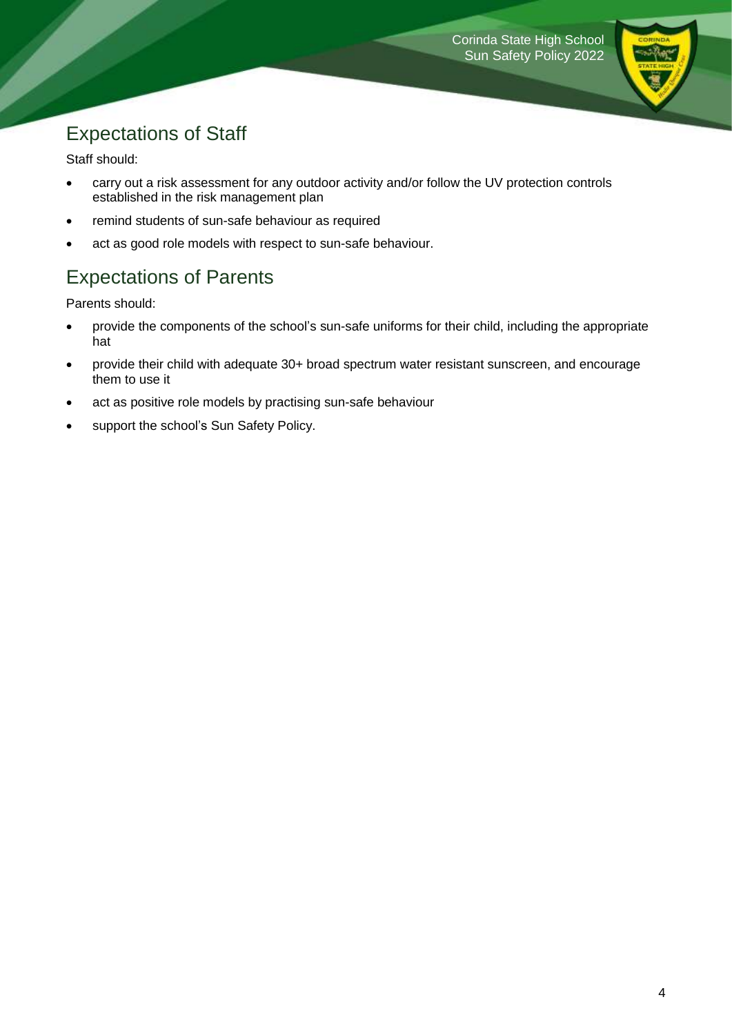## Expectations of Staff

Staff should:

- carry out a risk assessment for any outdoor activity and/or follow the UV protection controls established in the risk management plan
- remind students of sun-safe behaviour as required
- act as good role models with respect to sun-safe behaviour.

## Expectations of Parents

Parents should:

- provide the components of the school's sun-safe uniforms for their child, including the appropriate hat
- provide their child with adequate 30+ broad spectrum water resistant sunscreen, and encourage them to use it
- act as positive role models by practising sun-safe behaviour
- support the school's Sun Safety Policy.